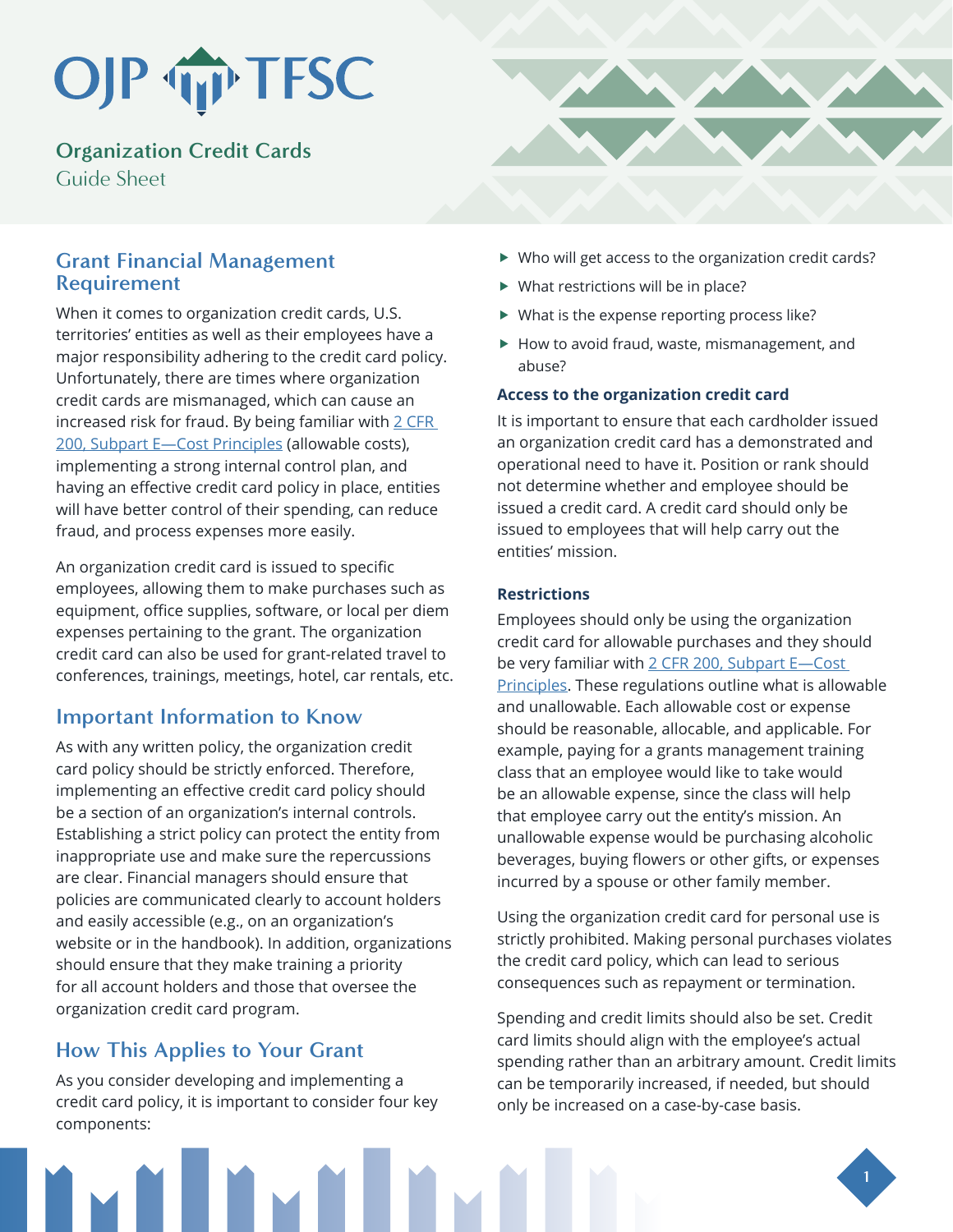# OJP TFSC

## Organization Credit Cards

Guide Sheet

## Grant Financial Management Requirement

When it comes to organization credit cards, U.S. territories' entities as well as their employees have a major responsibility adhering to the credit card policy. Unfortunately, there are times where organization credit cards are mismanaged, which can cause an increased risk for fraud. By being familiar with 2 CFR 200, Subpart E—Cost Principles (allowable costs), implementing a strong internal control plan, and having an effective credit card policy in place, entities will have better control of their spending, can reduce fraud, and process expenses more easily.

An organization credit card is issued to specific employees, allowing them to make purchases such as equipment, office supplies, software, or local per diem expenses pertaining to the grant. The organization credit card can also be used for grant-related travel to conferences, trainings, meetings, hotel, car rentals, etc.

## Important Information to Know

As with any written policy, the organization credit card policy should be strictly enforced. Therefore, implementing an effective credit card policy should be a section of an organization's internal controls. Establishing a strict policy can protect the entity from inappropriate use and make sure the repercussions are clear. Financial managers should ensure that policies are communicated clearly to account holders and easily accessible (e.g., on an organization's website or in the handbook). In addition, organizations should ensure that they make training a priority for all account holders and those that oversee the organization credit card program.

## How This Applies to Your Grant

As you consider developing and implementing a credit card policy, it is important to consider four key components:

- Who will get access to the organization credit cards?
- What restrictions will be in place?
- What is the expense reporting process like?
- How to avoid fraud, waste, mismanagement, and abuse?

### Access to the organization credit card

It is important to ensure that each cardholder issued an organization credit card has a demonstrated and operational need to have it. Position or rank should not determine whether and employee should be issued a credit card. A credit card should only be issued to employees that will help carry out the entities' mission.

### Restrictions

Employees should only be using the organization credit card for allowable purchases and they should be very familiar with 2 CFR 200, Subpart E—Cost Principles. These regulations outline what is allowable and unallowable. Each allowable cost or expense should be reasonable, allocable, and applicable. For example, paying for a grants management training class that an employee would like to take would be an allowable expense, since the class will help that employee carry out the entity's mission. An unallowable expense would be purchasing alcoholic beverages, buying flowers or other gifts, or expenses incurred by a spouse or other family member.

Using the organization credit card for personal use is strictly prohibited. Making personal purchases violates the credit card policy, which can lead to serious consequences such as repayment or termination.

Spending and credit limits should also be set. Credit card limits should align with the employee's actual spending rather than an arbitrary amount. Credit limits can be temporarily increased, if needed, but should only be increased on a case-by-case basis.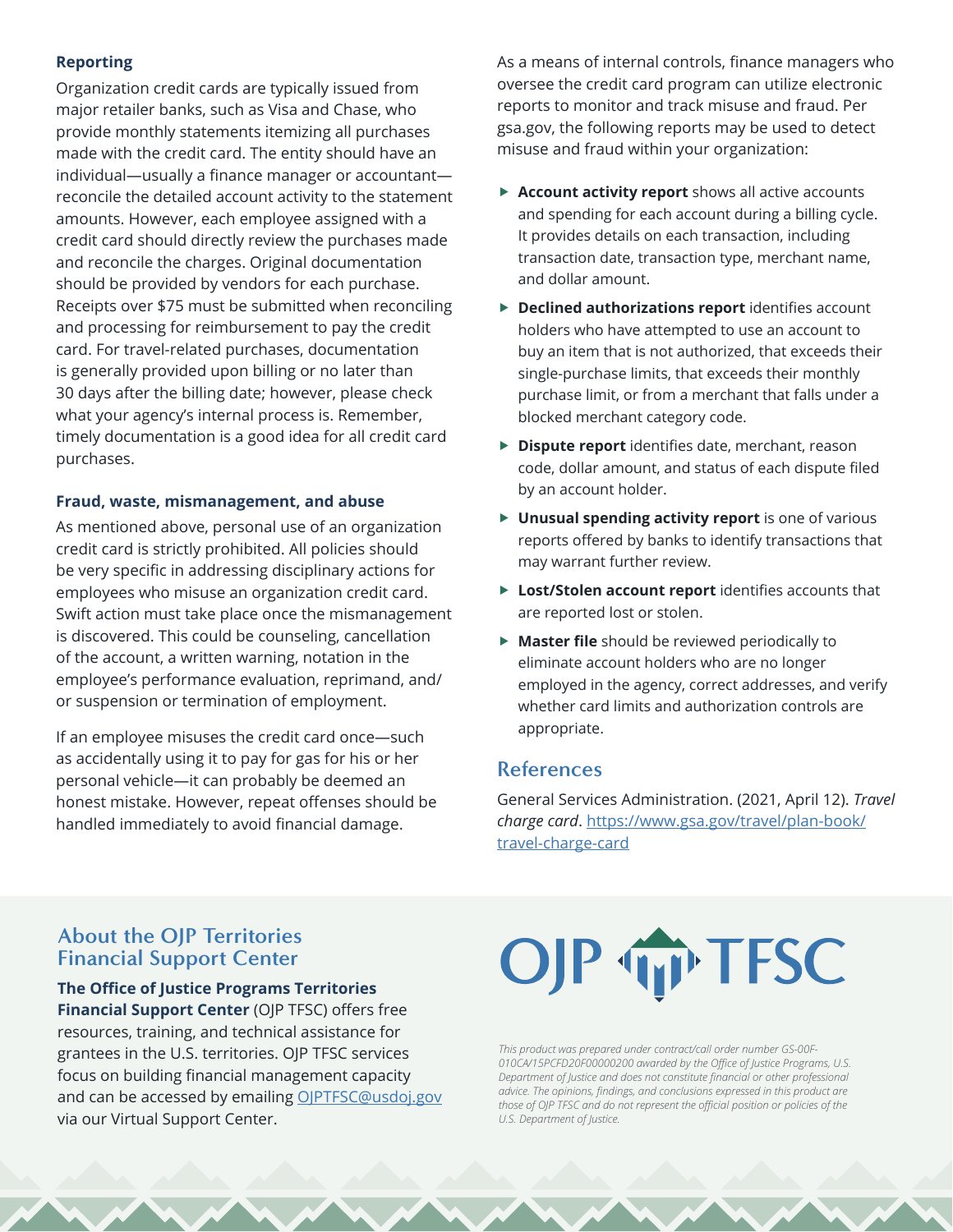### Reporting

Organization credit cards are typically issued from major retailer banks, such as Visa and Chase, who provide monthly statements itemizing all purchases made with the credit card. The entity should have an individual—usually a finance manager or accountant—reconcile the detailed account activity to the statement amounts. However, each employee assigned with a credit card should directly review the purchases made and reconcile the charges. Original documentation should be provided by vendors for each purchase. Receipts over $75 must be submitted when reconciling and processing for reimbursement to pay the credit card. For travel-related purchases, documentation is generally provided upon billing or no later than 30 days after the billing date; however, please check what your agency's internal process is. Remember, timely documentation is a good idea for all credit card purchases.

### Fraud, waste, mismanagement, and abuse

As mentioned above, personal use of an organization credit card is strictly prohibited. All policies should be very specific in addressing disciplinary actions for employees who misuse an organization credit card. Swift action must take place once the mismanagement is discovered. This could be counseling, cancellation of the account, a written warning, notation in the employee's performance evaluation, reprimand, and/or suspension or termination of employment.

If an employee misuses the credit card once—such as accidentally using it to pay for gas for his or her personal vehicle—it can probably be deemed an honest mistake. However, repeat offenses should be handled immediately to avoid financial damage.

As a means of internal controls, finance managers who oversee the credit card program can utilize electronic reports to monitor and track misuse and fraud. Per gsa.gov, the following reports may be used to detect misuse and fraud within your organization:

- **Account activity report** shows all active accounts and spending for each account during a billing cycle. It provides details on each transaction, including transaction date, transaction type, merchant name, and dollar amount.
- **Declined authorizations report** identifies account holders who have attempted to use an account to buy an item that is not authorized, that exceeds their single-purchase limits, that exceeds their monthly purchase limit, or from a merchant that falls under a blocked merchant category code.
- **Dispute report** identifies date, merchant, reason code, dollar amount, and status of each dispute filed by an account holder.
- **Unusual spending activity report** is one of various reports offered by banks to identify transactions that may warrant further review.
- **Lost/Stolen account report** identifies accounts that are reported lost or stolen.
- **Master file** should be reviewed periodically to eliminate account holders who are no longer employed in the agency, correct addresses, and verify whether card limits and authorization controls are appropriate.

## References

General Services Administration. (2021, April 12). *Travel charge card*. https://www.gsa.gov/travel/plan-book/travel-charge-card

## About the OJP Territories Financial Support Center

**The Office of Justice Programs Territories Financial Support Center** (OJP TFSC) offers free resources, training, and technical assistance for grantees in the U.S. territories. OJP TFSC services focus on building financial management capacity and can be accessed by emailing OJPTFSC@usdoj.gov via our Virtual Support Center.

OJP TFSC

*This product was prepared under contract/call order number GS-00F-010CA/15PCFD20F00000200 awarded by the Office of Justice Programs, U.S. Department of Justice and does not constitute financial or other professional advice. The opinions, findings, and conclusions expressed in this product are those of OJP TFSC and do not represent the official position or policies of the U.S. Department of Justice.*